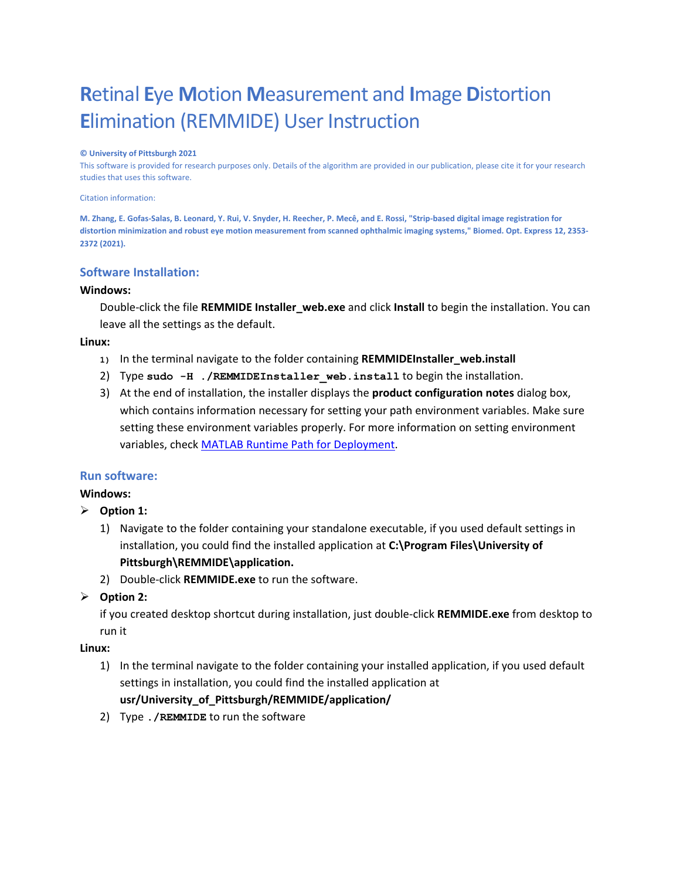# Retinal Eye Motion Measurement and Image Distortion Elimination (REMMIDE) User Instruction

**© University of Pittsburgh 2021**

This software is provided for research purposes only. Details of the algorithm are provided in our publication, please cite it for your research studies that uses this software.

Citation information:

**M. Zhang, E. Gofas-Salas, B. Leonard, Y. Rui, V. Snyder, H. Reecher, P. Mecê, and E. Rossi, "Strip-based digital image registration for distortion minimization and robust eye motion measurement from scanned ophthalmic imaging systems," Biomed. Opt. Express 12, 2353-2372 (2021).**

## Software Installation:

**Windows:**

Double-click the file **REMMIDE Installer_web.exe** and click **Install** to begin the installation. You can leave all the settings as the default.

**Linux:**

1) In the terminal navigate to the folder containing **REMMIDEInstaller_web.install**
2) Type `sudo -H ./REMMIDEInstaller_web.install` to begin the installation.
3) At the end of installation, the installer displays the **product configuration notes** dialog box, which contains information necessary for setting your path environment variables. Make sure setting these environment variables properly. For more information on setting environment variables, check [MATLAB Runtime Path for Deployment](MATLAB Runtime Path for Deployment).

## Run software:

**Windows:**

- **Option 1:**
  1) Navigate to the folder containing your standalone executable, if you used default settings in installation, you could find the installed application at **C:\Program Files\University of Pittsburgh\REMMIDE\application.**
  2) Double-click **REMMIDE.exe** to run the software.
- **Option 2:**

  if you created desktop shortcut during installation, just double-click **REMMIDE.exe** from desktop to run it

**Linux:**

1) In the terminal navigate to the folder containing your installed application, if you used default settings in installation, you could find the installed application at **usr/University_of_Pittsburgh/REMMIDE/application/**
2) Type `./REMMIDE` to run the software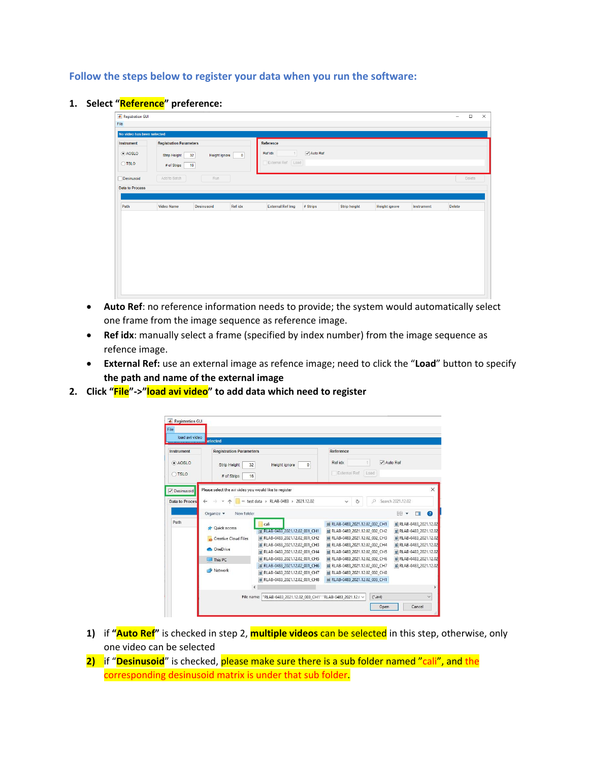### Follow the steps below to register your data when you run the software:

1. **Select "Reference" preference:**

- **Auto Ref**: no reference information needs to provide; the system would automatically select one frame from the image sequence as reference image.
- **Ref idx**: manually select a frame (specified by index number) from the image sequence as refence image.
- **External Ref:** use an external image as refence image; need to click the "**Load**" button to specify **the path and name of the external image**

2. **Click "File"->"load avi video" to add data which need to register**

1) if "**Auto Ref**" is checked in step 2, **multiple videos** can be selected in this step, otherwise, only one video can be selected

2) if "**Desinusoid**" is checked, please make sure there is a sub folder named "cali", and the corresponding desinusoid matrix is under that sub folder.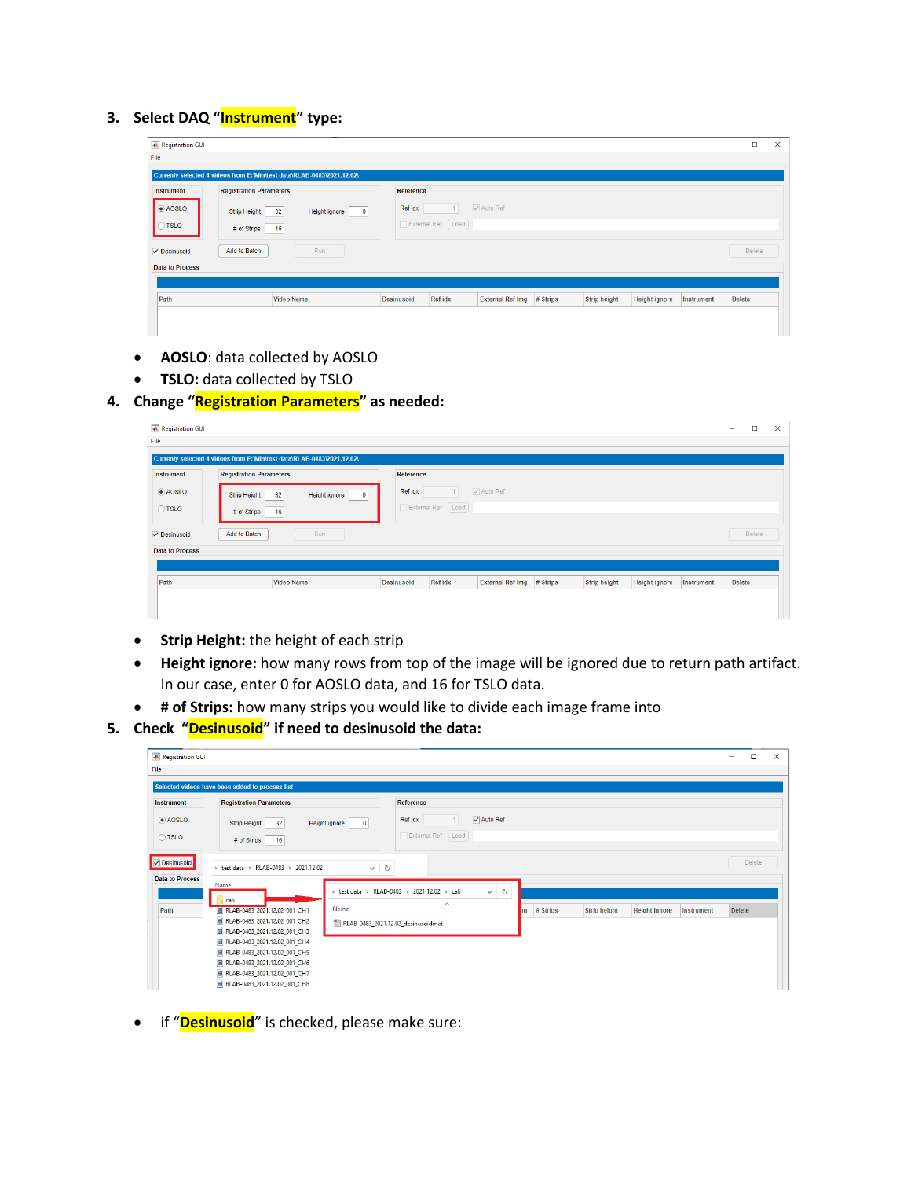3. **Select DAQ “Instrument” type:**

- **AOSLO**: data collected by AOSLO
- **TSLO:** data collected by TSLO

4. **Change “Registration Parameters” as needed:**

- **Strip Height:** the height of each strip
- **Height ignore:** how many rows from top of the image will be ignored due to return path artifact. In our case, enter 0 for AOSLO data, and 16 for TSLO data.
- **# of Strips:** how many strips you would like to divide each image frame into

5. **Check “Desinusoid” if need to desinusoid the data:**

- if “Desinusoid” is checked, please make sure: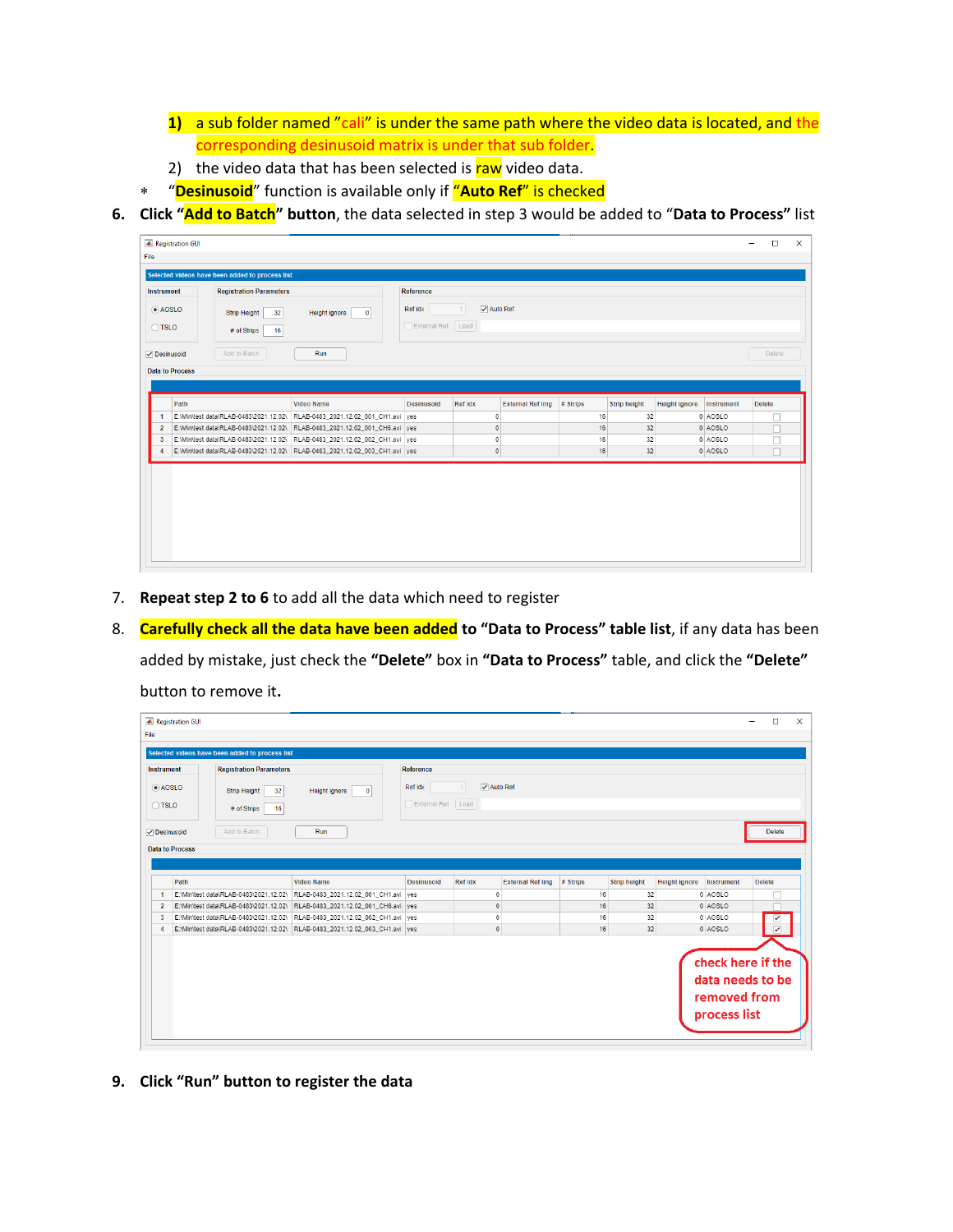1) a sub folder named "cali" is under the same path where the video data is located, and the corresponding desinusoid matrix is under that sub folder.
2) the video data that has been selected is raw video data.

* "**Desinusoid**" function is available only if **"Auto Ref"** is checked

6. **Click "Add to Batch" button**, the data selected in step 3 would be added to "**Data to Process**" list

7. **Repeat step 2 to 6** to add all the data which need to register

8. **Carefully check all the data have been added to "Data to Process" table list**, if any data has been added by mistake, just check the **"Delete"** box in **"Data to Process"** table, and click the **"Delete"** button to remove it**.**

9. **Click "Run" button to register the data**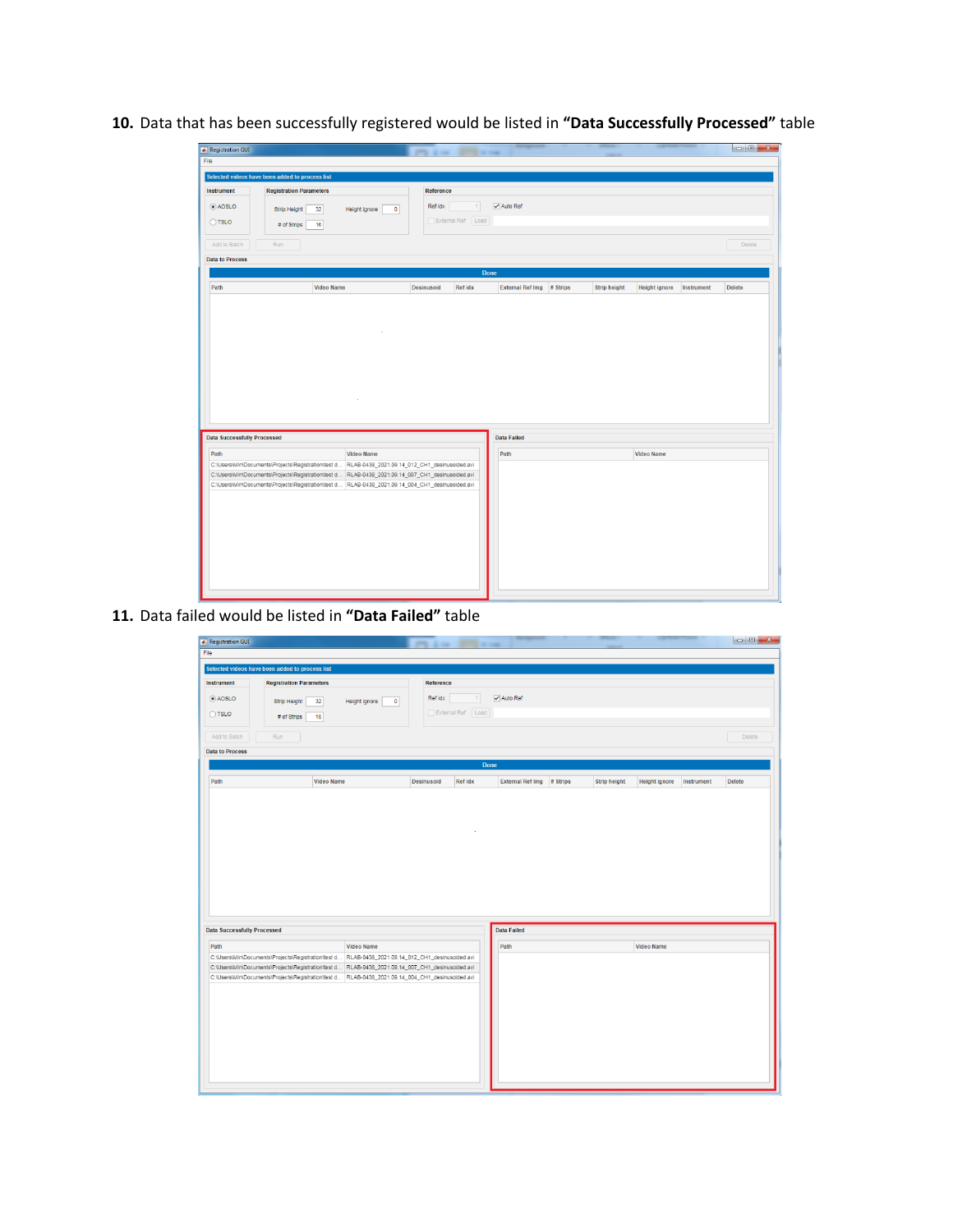10. Data that has been successfully registered would be listed in **"Data Successfully Processed"** table

11. Data failed would be listed in **"Data Failed"** table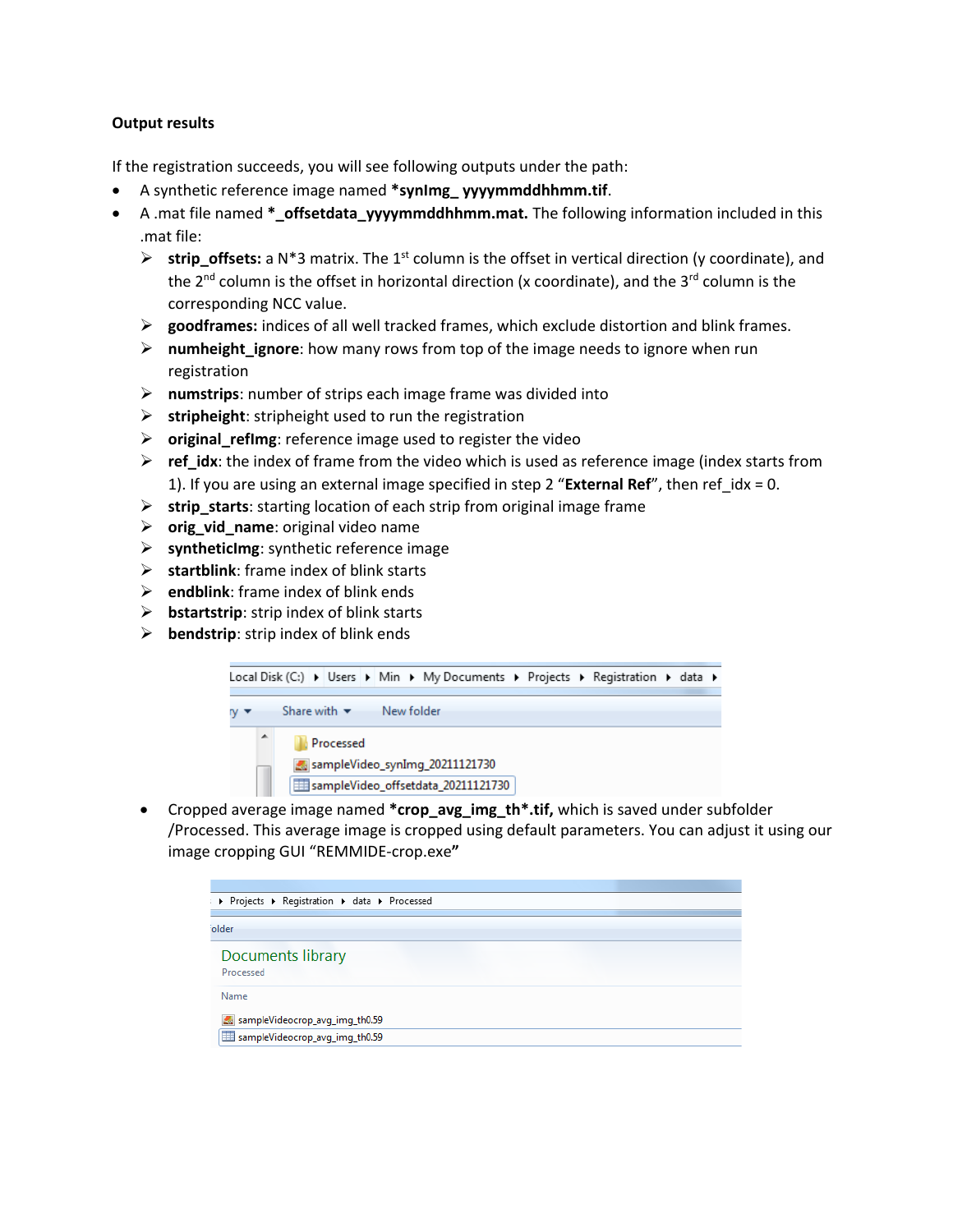**Output results**

If the registration succeeds, you will see following outputs under the path:

- A synthetic reference image named ***synImg_ yyyymmddhhmm.tif**.
- A .mat file named ***_offsetdata_yyyymmddhhmm.mat.** The following information included in this .mat file:
  - **strip_offsets:** a N*3 matrix. The 1st column is the offset in vertical direction (y coordinate), and the 2nd column is the offset in horizontal direction (x coordinate), and the 3rd column is the corresponding NCC value.
  - **goodframes:** indices of all well tracked frames, which exclude distortion and blink frames.
  - **numheight_ignore**: how many rows from top of the image needs to ignore when run registration
  - **numstrips**: number of strips each image frame was divided into
  - **stripheight**: stripheight used to run the registration
  - **original_refImg**: reference image used to register the video
  - **ref_idx**: the index of frame from the video which is used as reference image (index starts from 1). If you are using an external image specified in step 2 "**External Ref**", then ref_idx = 0.
  - **strip_starts**: starting location of each strip from original image frame
  - **orig_vid_name**: original video name
  - **syntheticImg**: synthetic reference image
  - **startblink**: frame index of blink starts
  - **endblink**: frame index of blink ends
  - **bstartstrip**: strip index of blink starts
  - **bendstrip**: strip index of blink ends

Local Disk (C:) ▸ Users ▸ Min ▸ My Documents ▸ Projects ▸ Registration ▸ data ▸

Share with ▾ New folder

Processed
sampleVideo_synImg_20211121730
sampleVideo_offsetdata_20211121730

- Cropped average image named ***crop_avg_img_th*.tif,** which is saved under subfolder /Processed. This average image is cropped using default parameters. You can adjust it using our image cropping GUI "REMMIDE-crop.exe**"**

▸ Projects ▸ Registration ▸ data ▸ Processed

older

Documents library
Processed

Name

sampleVideocrop_avg_img_th0.59
sampleVideocrop_avg_img_th0.59